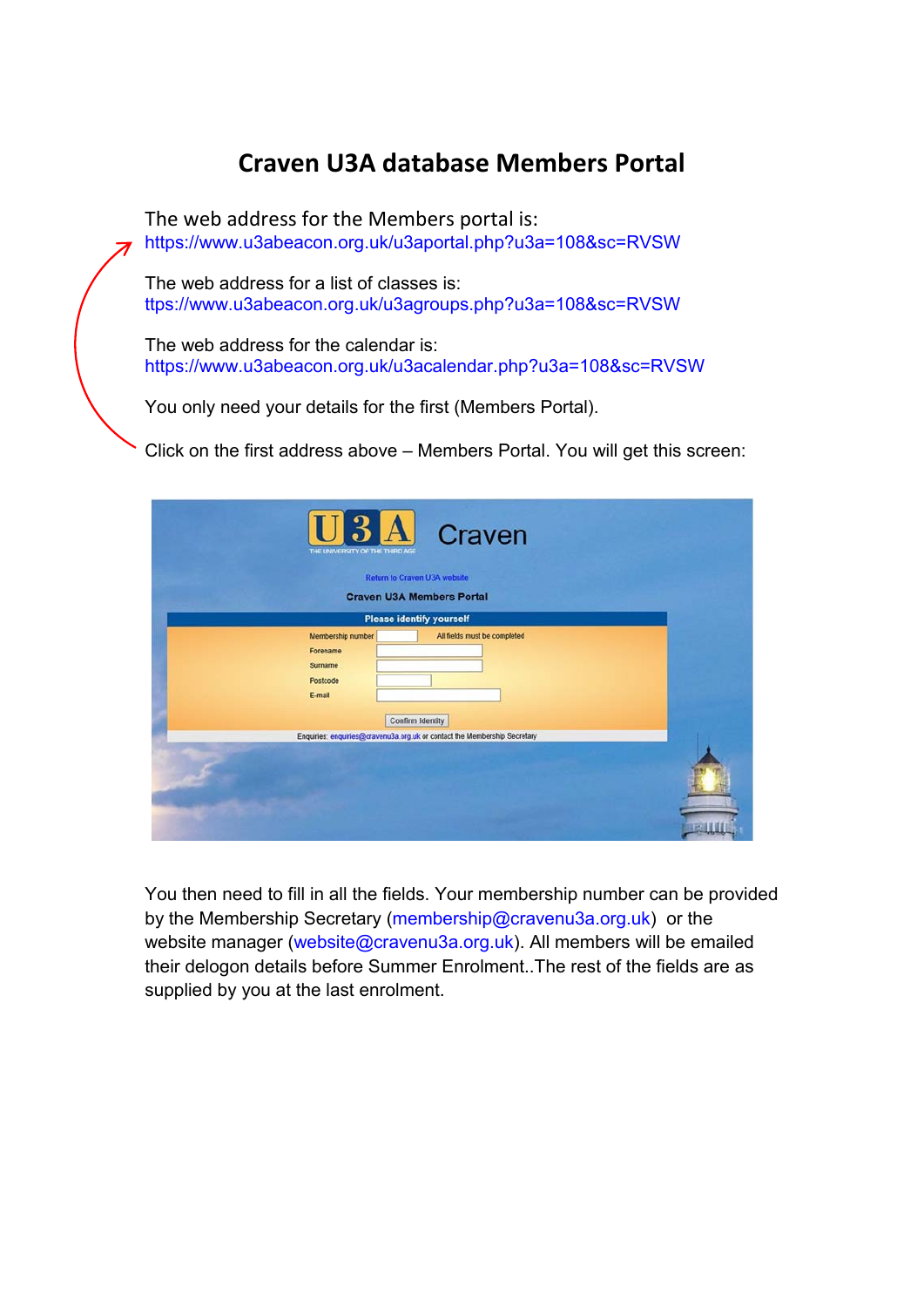# Craven U3A database Members Portal

The web address for the Members portal is:
https://www.u3abeacon.org.uk/u3aportal.php?u3a=108&sc=RVSW

The web address for a list of classes is:
ttps://www.u3abeacon.org.uk/u3agroups.php?u3a=108&sc=RVSW

The web address for the calendar is:
https://www.u3abeacon.org.uk/u3acalendar.php?u3a=108&sc=RVSW

You only need your details for the first (Members Portal).

Click on the first address above – Members Portal. You will get this screen:

You then need to fill in all the fields. Your membership number can be provided by the Membership Secretary (membership@cravenu3a.org.uk) or the website manager (website@cravenu3a.org.uk). All members will be emailed their delogon details before Summer Enrolment..The rest of the fields are as supplied by you at the last enrolment.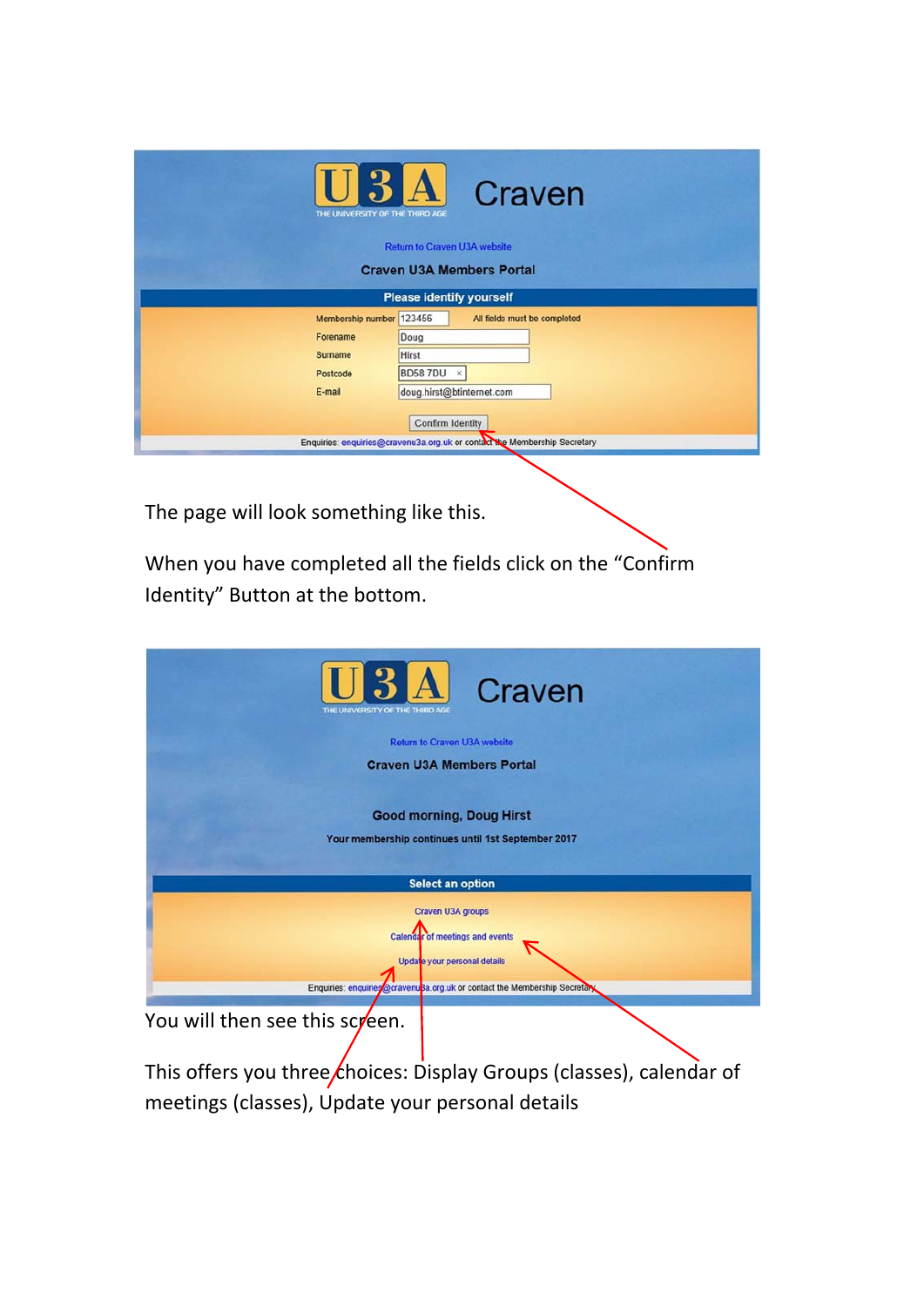The page will look something like this.

When you have completed all the fields click on the “Confirm Identity” Button at the bottom.

You will then see this screen.

This offers you three choices: Display Groups (classes), calendar of meetings (classes), Update your personal details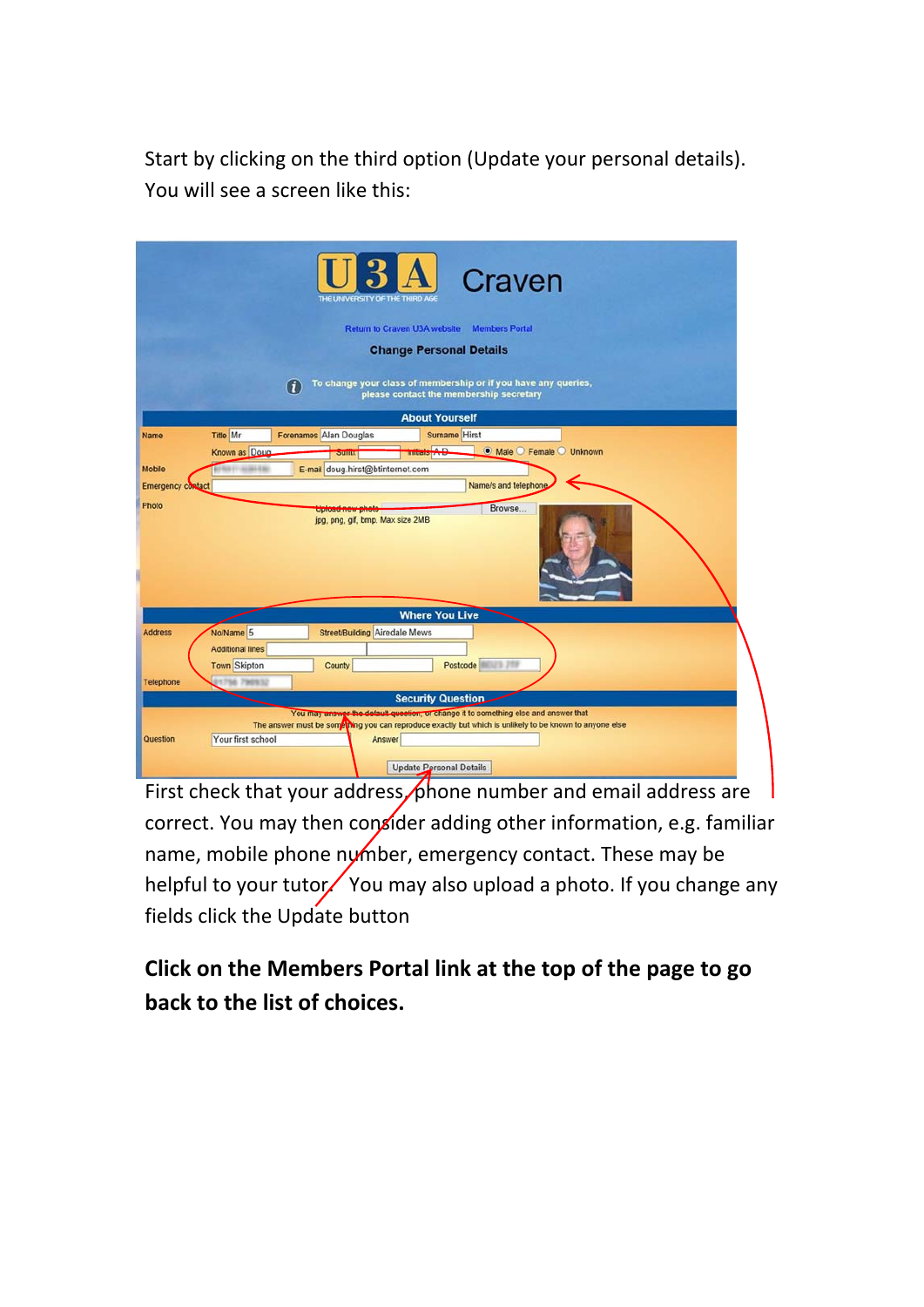Start by clicking on the third option (Update your personal details). You will see a screen like this:

First check that your address, phone number and email address are correct. You may then consider adding other information, e.g. familiar name, mobile phone number, emergency contact. These may be helpful to your tutor. You may also upload a photo. If you change any fields click the Update button

**Click on the Members Portal link at the top of the page to go back to the list of choices.**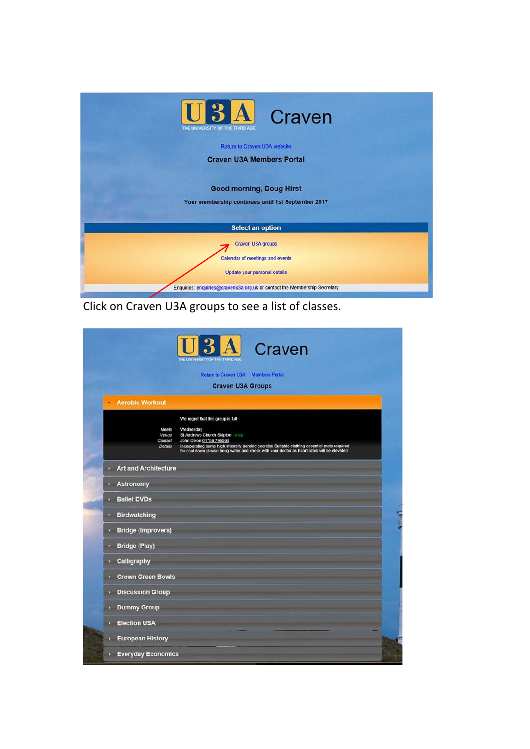U3A THE UNIVERSITY OF THE THIRD AGE

# Craven

Return to Craven U3A website

**Craven U3A Members Portal**

**Good morning, Doug Hirst**

**Your membership continues until 1st September 2017**

**Select an option**

Craven U3A groups

Calendar of meetings and events

Update your personal details

Enquiries: enquiries@cravenu3a.org.uk or contact the Membership Secretary

Click on Craven U3A groups to see a list of classes.

U3A THE UNIVERSITY OF THE THIRD AGE

# Craven

Return to Craven U3A    Members Portal

**Craven U3A Groups**

**Aerobic Workout**

We regret that this group is full

*Meets* Wednesday
*Venue* St Andrews Church Skipton - map
*Contact* John Dixon 01756 796563
*Details* Incorporating some high intensity aerobic exercise Suitable clothing essential mats required for cool down please bring water and check with your doctor as heart rates will be elevated

- Art and Architecture
- Astronomy
- Ballet DVDs
- Birdwatching
- Bridge (Improvers)
- Bridge (Play)
- Calligraphy
- Crown Green Bowls
- Discussion Group
- Dummy Group
- Election USA
- European History
- Everyday Economics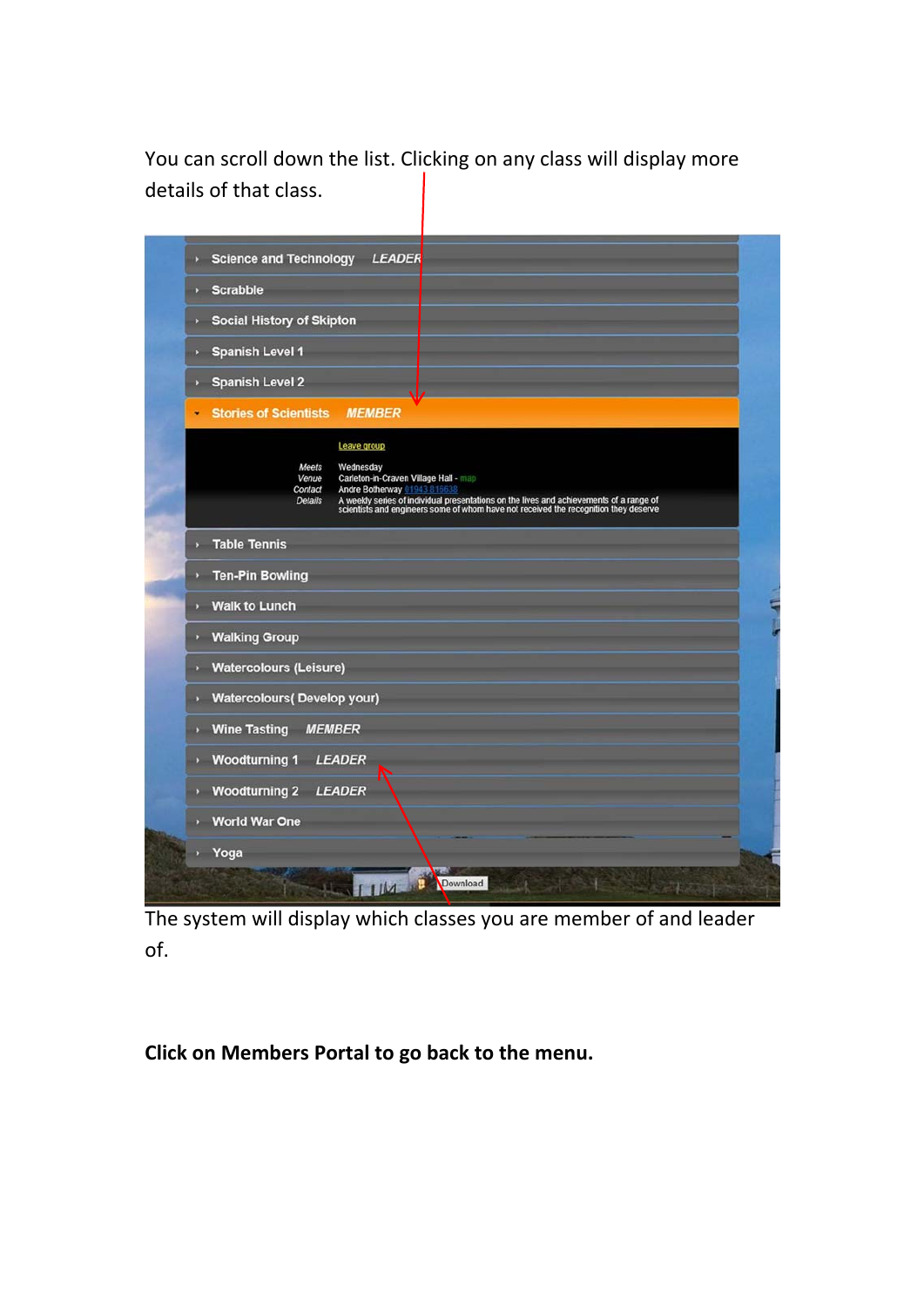You can scroll down the list. Clicking on any class will display more details of that class.

The system will display which classes you are member of and leader of.

**Click on Members Portal to go back to the menu.**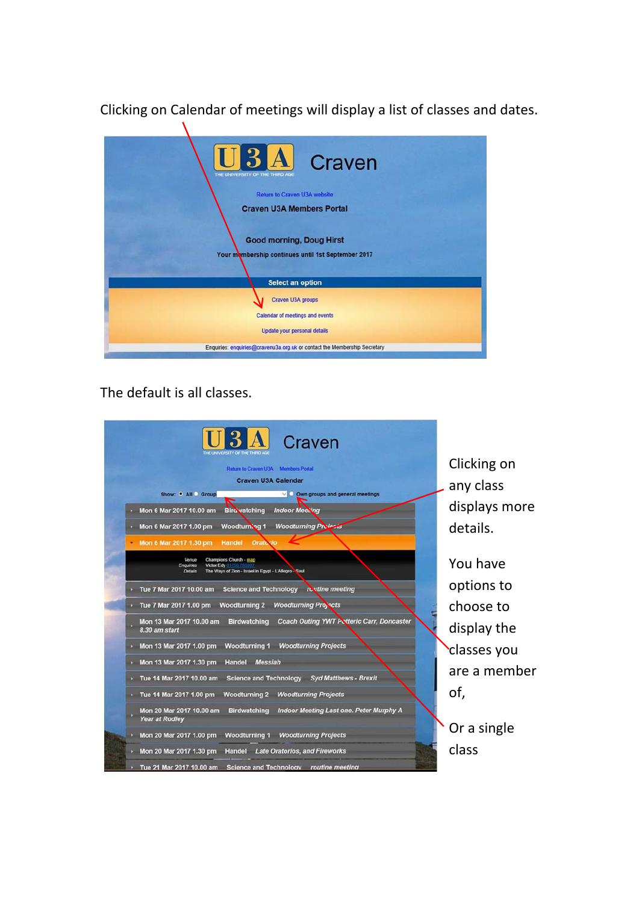Clicking on Calendar of meetings will display a list of classes and dates.

U3A Craven

THE UNIVERSITY OF THE THIRD AGE

Return to Craven U3A website

Craven U3A Members Portal

Good morning, Doug Hirst

Your membership continues until 1st September 2017

Select an option

Craven U3A groups

Calendar of meetings and events

Update your personal details

Enquiries: enquiries@cravenu3a.org.uk or contact the Membership Secretary

The default is all classes.

U3A Craven

THE UNIVERSITY OF THE THIRD AGE

Return to Craven U3A Members Portal

Craven U3A Calendar

Show: All Group Own groups and general meetings

- Mon 6 Mar 2017 10.00 am Birdwatching *Indoor Meeting*
- Mon 6 Mar 2017 1.00 pm Woodturning 1 *Woodturning Projects*
- Mon 6 Mar 2017 1.30 pm Handel *Oratorio*
  - Venue: Champions Church - map
  - Enquiries: Victor Edy
  - Details: The Ways of Zion - Israel in Egypt - L'Allegro - Saul
- Tue 7 Mar 2017 10.00 am Science and Technology *routine meeting*
- Tue 7 Mar 2017 1.00 pm Woodturning 2 *Woodturning Projects*
- Mon 13 Mar 2017 10.00 am Birdwatching *Coach Outing YWT Potteric Carr, Doncaster 8.30 am start*
- Mon 13 Mar 2017 1.00 pm Woodturning 1 *Woodturning Projects*
- Mon 13 Mar 2017 1.30 pm Handel *Messiah*
- Tue 14 Mar 2017 10.00 am Science and Technology *Syd Matthews - Brexit*
- Tue 14 Mar 2017 1.00 pm Woodturning 2 *Woodturning Projects*
- Mon 20 Mar 2017 10.00 am Birdwatching *Indoor Meeting Last one. Peter Murphy A Year at Rodley*
- Mon 20 Mar 2017 1.00 pm Woodturning 1 *Woodturning Projects*
- Mon 20 Mar 2017 1.30 pm Handel *Late Oratorios, and Fireworks*
- Tue 21 Mar 2017 10.00 am Science and Technology *routine meeting*

Clicking on any class displays more details.

You have options to choose to display the classes you are a member of,

Or a single class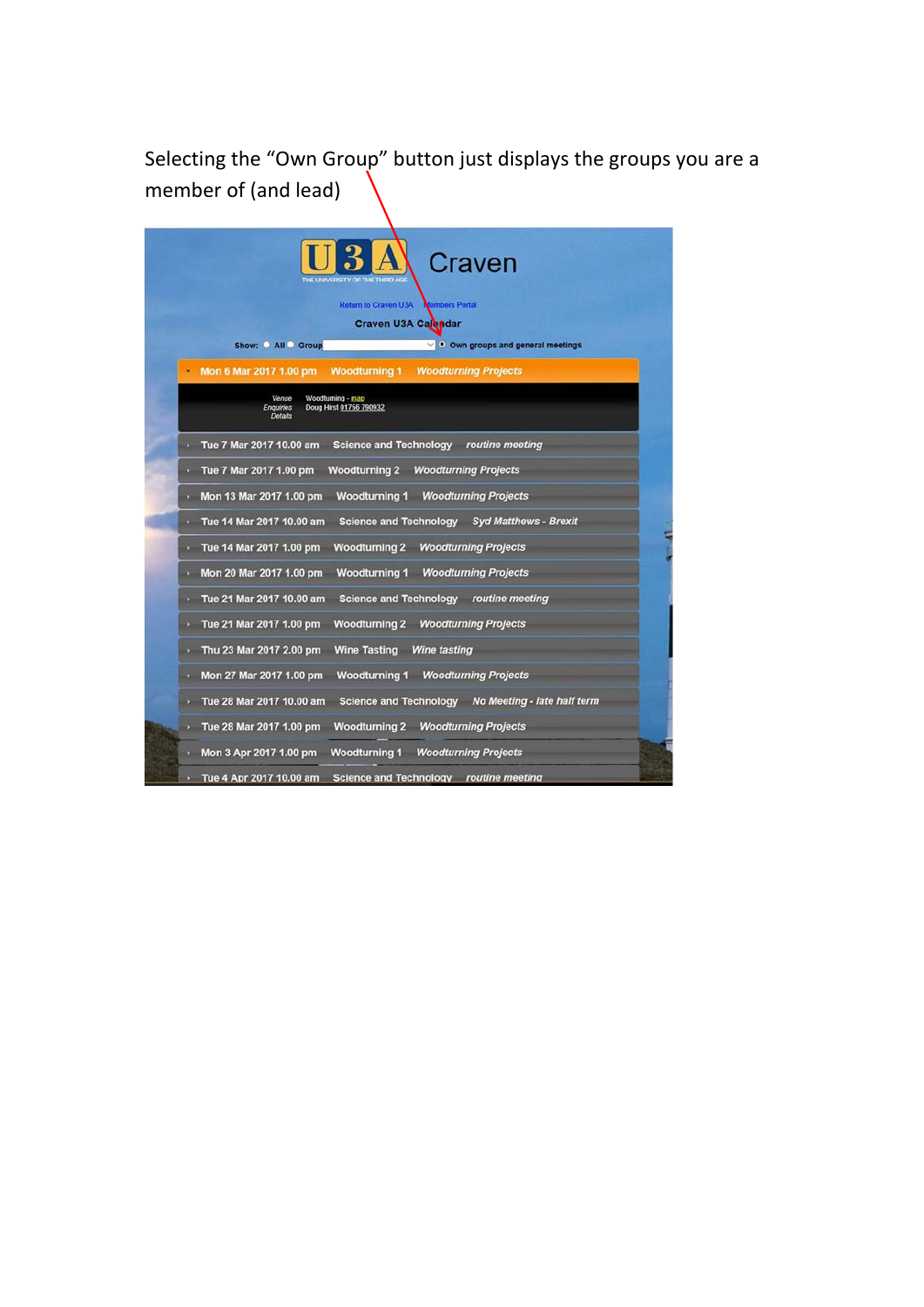Selecting the "Own Group" button just displays the groups you are a member of (and lead)

Craven

Return to Craven U3A    Members Portal

Craven U3A Calendar

Show: All Group Own groups and general meetings

| Date | Group | Description |
|---|---|---|
| Mon 6 Mar 2017 1.00 pm | Woodturning 1 | Woodturning Projects |
| Venue: Woodturning - map<br>Enquiries: Doug Hirst 01756 790932<br>Details | | |
| Tue 7 Mar 2017 10.00 am | Science and Technology | routine meeting |
| Tue 7 Mar 2017 1.00 pm | Woodturning 2 | Woodturning Projects |
| Mon 13 Mar 2017 1.00 pm | Woodturning 1 | Woodturning Projects |
| Tue 14 Mar 2017 10.00 am | Science and Technology | Syd Matthews - Brexit |
| Tue 14 Mar 2017 1.00 pm | Woodturning 2 | Woodturning Projects |
| Mon 20 Mar 2017 1.00 pm | Woodturning 1 | Woodturning Projects |
| Tue 21 Mar 2017 10.00 am | Science and Technology | routine meeting |
| Tue 21 Mar 2017 1.00 pm | Woodturning 2 | Woodturning Projects |
| Thu 23 Mar 2017 2.00 pm | Wine Tasting | Wine tasting |
| Mon 27 Mar 2017 1.00 pm | Woodturning 1 | Woodturning Projects |
| Tue 28 Mar 2017 10.00 am | Science and Technology | No Meeting - late half term |
| Tue 28 Mar 2017 1.00 pm | Woodturning 2 | Woodturning Projects |
| Mon 3 Apr 2017 1.00 pm | Woodturning 1 | Woodturning Projects |
| Tue 4 Apr 2017 10.00 am | Science and Technology | routine meeting |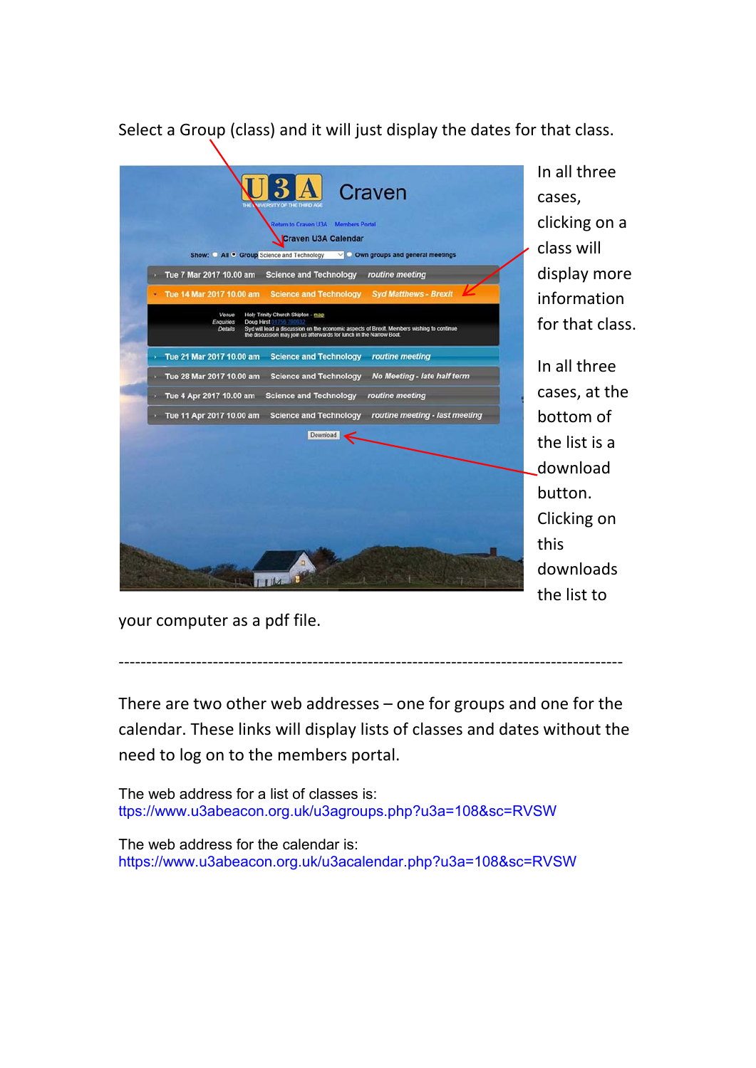Select a Group (class) and it will just display the dates for that class.

In all three cases, clicking on a class will display more information for that class.

In all three cases, at the bottom of the list is a download button. Clicking on this downloads the list to your computer as a pdf file.

------------------------------------------------------------------------------------------

There are two other web addresses – one for groups and one for the calendar. These links will display lists of classes and dates without the need to log on to the members portal.

The web address for a list of classes is:
ttps://www.u3abeacon.org.uk/u3agroups.php?u3a=108&sc=RVSW

The web address for the calendar is:
https://www.u3abeacon.org.uk/u3acalendar.php?u3a=108&sc=RVSW